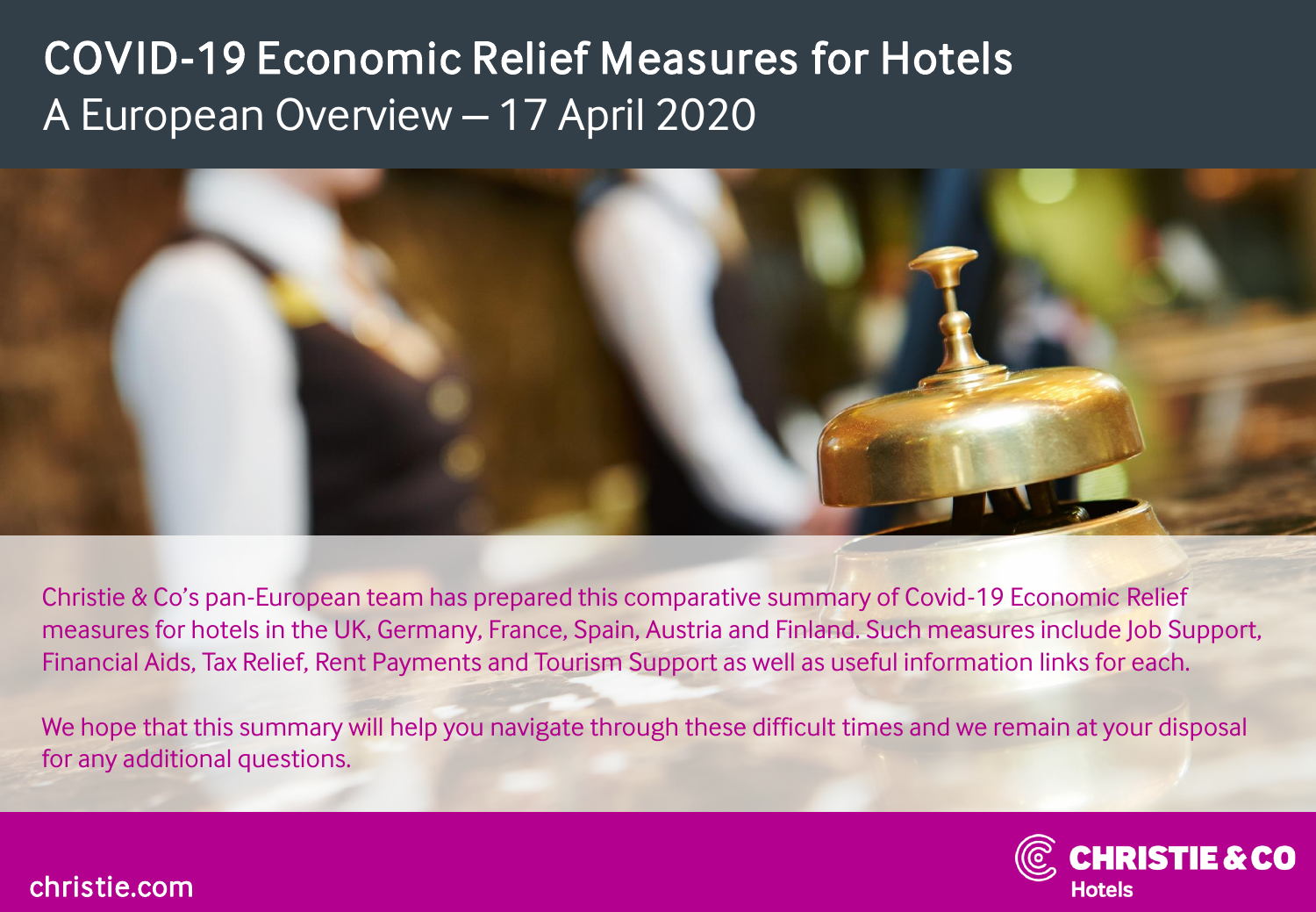# COVID-19 Economic Relief Measures for Hotels

## A European Overview – 17 April 2020

Christie & Co's pan-European team has prepared this comparative summary of Covid-19 Economic Relief measures for hotels in the UK, Germany, France, Spain, Austria and Finland. Such measures include Job Support, Financial Aids, Tax Relief, Rent Payments and Tourism Support as well as useful information links for each.

We hope that this summary will help you navigate through these difficult times and we remain at your disposal for any additional questions.

christie.com

**CHRISTIE & CO**
**Hotels**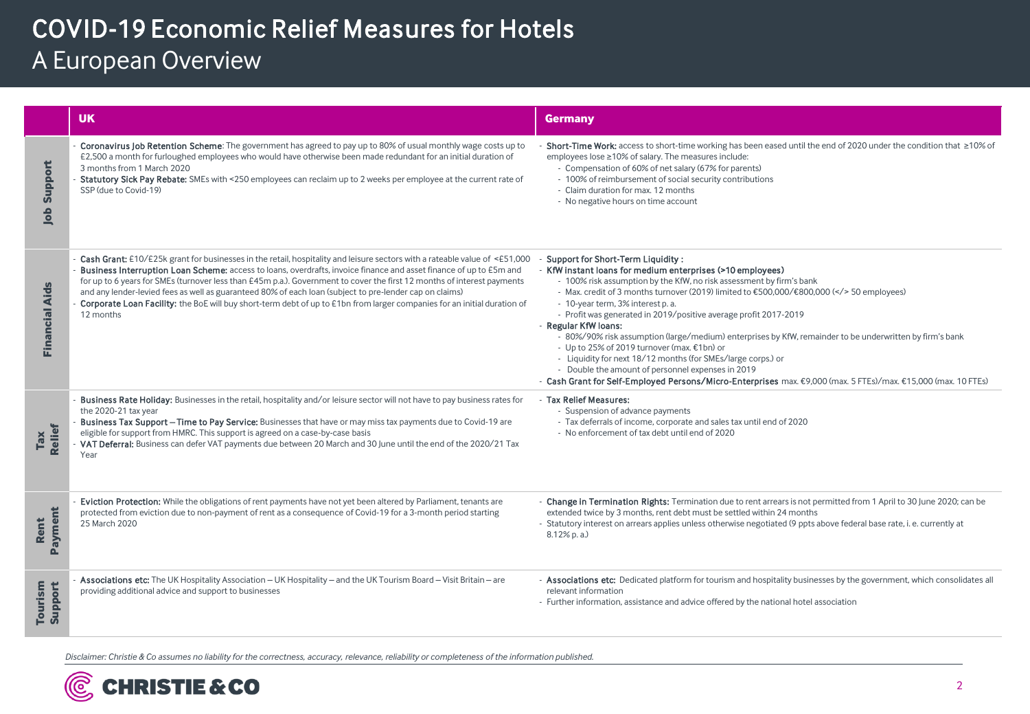# COVID-19 Economic Relief Measures for Hotels

## A European Overview

| | UK | Germany |
|---|---|---|
| **Job Support** | - **Coronavirus Job Retention Scheme**: The government has agreed to pay up to 80% of usual monthly wage costs up to £2,500 a month for furloughed employees who would have otherwise been made redundant for an initial duration of 3 months from 1 March 2020<br>- **Statutory Sick Pay Rebate:** SMEs with <250 employees can reclaim up to 2 weeks per employee at the current rate of SSP (due to Covid-19) | - **Short-Time Work:** access to short-time working has been eased until the end of 2020 under the condition that ≥10% of employees lose ≥10% of salary. The measures include:<br>  - Compensation of 60% of net salary (67% for parents)<br>  - 100% of reimbursement of social security contributions<br>  - Claim duration for max. 12 months<br>  - No negative hours on time account |
| **Financial Aids** | - **Cash Grant:** £10/£25k grant for businesses in the retail, hospitality and leisure sectors with a rateable value of <£51,000<br>- **Business Interruption Loan Scheme:** access to loans, overdrafts, invoice finance and asset finance of up to £5m and for up to 6 years for SMEs (turnover less than £45m p.a.). Government to cover the first 12 months of interest payments and any lender-levied fees as well as guaranteed 80% of each loan (subject to pre-lender cap on claims)<br>- **Corporate Loan Facility:** the BoE will buy short-term debt of up to £1bn from larger companies for an initial duration of 12 months | - **Support for Short-Term Liquidity :**<br>- **KfW instant loans for medium enterprises (>10 employees)**<br>  - 100% risk assumption by the KfW, no risk assessment by firm's bank<br>  - Max. credit of 3 months turnover (2019) limited to €500,000/€800,000 (</> 50 employees)<br>  - 10-year term, 3% interest p. a.<br>  - Profit was generated in 2019/positive average profit 2017-2019<br>- **Regular KfW loans:**<br>  - 80%/90% risk assumption (large/medium) enterprises by KfW, remainder to be underwritten by firm's bank<br>  - Up to 25% of 2019 turnover (max. €1bn) or<br>  - Liquidity for next 18/12 months (for SMEs/large corps.) or<br>  - Double the amount of personnel expenses in 2019<br>- **Cash Grant for Self-Employed Persons/Micro-Enterprises** max. €9,000 (max. 5 FTEs)/max. €15,000 (max. 10 FTEs) |
| **Tax Relief** | - **Business Rate Holiday:** Businesses in the retail, hospitality and/or leisure sector will not have to pay business rates for the 2020-21 tax year<br>- **Business Tax Support – Time to Pay Service:** Businesses that have or may miss tax payments due to Covid-19 are eligible for support from HMRC. This support is agreed on a case-by-case basis<br>- **VAT Deferral:** Business can defer VAT payments due between 20 March and 30 June until the end of the 2020/21 Tax Year | - **Tax Relief Measures:**<br>  - Suspension of advance payments<br>  - Tax deferrals of income, corporate and sales tax until end of 2020<br>  - No enforcement of tax debt until end of 2020 |
| **Rent Payment** | - **Eviction Protection:** While the obligations of rent payments have not yet been altered by Parliament, tenants are protected from eviction due to non-payment of rent as a consequence of Covid-19 for a 3-month period starting 25 March 2020 | - **Change in Termination Rights:** Termination due to rent arrears is not permitted from 1 April to 30 June 2020; can be extended twice by 3 months, rent debt must be settled within 24 months<br>- Statutory interest on arrears applies unless otherwise negotiated (9 ppts above federal base rate, i. e. currently at 8.12% p. a.) |
| **Tourism Support** | - **Associations etc:** The UK Hospitality Association – UK Hospitality – and the UK Tourism Board – Visit Britain – are providing additional advice and support to businesses | - **Associations etc:** Dedicated platform for tourism and hospitality businesses by the government, which consolidates all relevant information<br>- Further information, assistance and advice offered by the national hotel association |

*Disclaimer: Christie & Co assumes no liability for the correctness, accuracy, relevance, reliability or completeness of the information published.*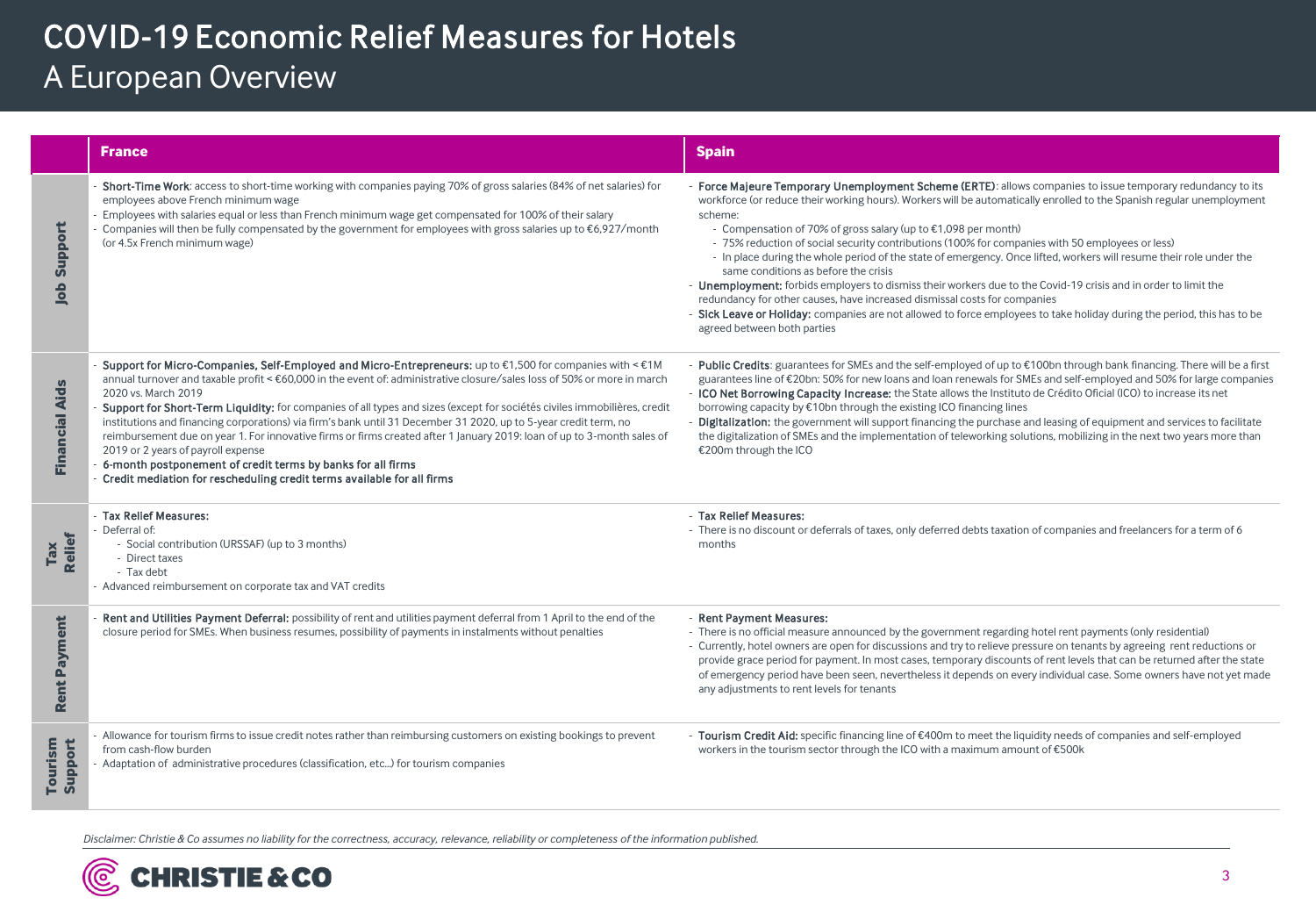# COVID-19 Economic Relief Measures for Hotels

## A European Overview

| | France | Spain |
|---|---|---|
| **Job Support** | - **Short-Time Work**: access to short-time working with companies paying 70% of gross salaries (84% of net salaries) for employees above French minimum wage<br>- Employees with salaries equal or less than French minimum wage get compensated for 100% of their salary<br>- Companies will then be fully compensated by the government for employees with gross salaries up to €6,927/month (or 4.5x French minimum wage) | - **Force Majeure Temporary Unemployment Scheme (ERTE)**: allows companies to issue temporary redundancy to its workforce (or reduce their working hours). Workers will be automatically enrolled to the Spanish regular unemployment scheme:<br>  - Compensation of 70% of gross salary (up to €1,098 per month)<br>  - 75% reduction of social security contributions (100% for companies with 50 employees or less)<br>  - In place during the whole period of the state of emergency. Once lifted, workers will resume their role under the same conditions as before the crisis<br>- **Unemployment:** forbids employers to dismiss their workers due to the Covid-19 crisis and in order to limit the redundancy for other causes, have increased dismissal costs for companies<br>- **Sick Leave or Holiday:** companies are not allowed to force employees to take holiday during the period, this has to be agreed between both parties |
| **Financial Aids** | - **Support for Micro-Companies, Self-Employed and Micro-Entrepreneurs:** up to €1,500 for companies with < €1M annual turnover and taxable profit < €60,000 in the event of: administrative closure/sales loss of 50% or more in march 2020 vs. March 2019<br>- **Support for Short-Term Liquidity:** for companies of all types and sizes (except for sociétés civiles immobilières, credit institutions and financing corporations) via firm's bank until 31 December 31 2020, up to 5-year credit term, no reimbursement due on year 1. For innovative firms or firms created after 1 January 2019: loan of up to 3-month sales of 2019 or 2 years of payroll expense<br>- **6-month postponement of credit terms by banks for all firms**<br>- **Credit mediation for rescheduling credit terms available for all firms** | - **Public Credits**: guarantees for SMEs and the self-employed of up to €100bn through bank financing. There will be a first guarantees line of €20bn: 50% for new loans and loan renewals for SMEs and self-employed and 50% for large companies<br>- **ICO Net Borrowing Capacity Increase:** the State allows the Instituto de Crédito Oficial (ICO) to increase its net borrowing capacity by €10bn through the existing ICO financing lines<br>- **Digitalization:** the government will support financing the purchase and leasing of equipment and services to facilitate the digitalization of SMEs and the implementation of teleworking solutions, mobilizing in the next two years more than €200m through the ICO |
| **Tax Relief** | - **Tax Relief Measures:**<br>- Deferral of:<br>  - Social contribution (URSSAF) (up to 3 months)<br>  - Direct taxes<br>  - Tax debt<br>- Advanced reimbursement on corporate tax and VAT credits | - **Tax Relief Measures:**<br>- There is no discount or deferrals of taxes, only deferred debts taxation of companies and freelancers for a term of 6 months |
| **Rent Payment** | - **Rent and Utilities Payment Deferral:** possibility of rent and utilities payment deferral from 1 April to the end of the closure period for SMEs. When business resumes, possibility of payments in instalments without penalties | - **Rent Payment Measures:**<br>- There is no official measure announced by the government regarding hotel rent payments (only residential)<br>- Currently, hotel owners are open for discussions and try to relieve pressure on tenants by agreeing rent reductions or provide grace period for payment. In most cases, temporary discounts of rent levels that can be returned after the state of emergency period have been seen, nevertheless it depends on every individual case. Some owners have not yet made any adjustments to rent levels for tenants |
| **Tourism Support** | - Allowance for tourism firms to issue credit notes rather than reimbursing customers on existing bookings to prevent from cash-flow burden<br>- Adaptation of administrative procedures (classification, etc...) for tourism companies | - **Tourism Credit Aid:** specific financing line of €400m to meet the liquidity needs of companies and self-employed workers in the tourism sector through the ICO with a maximum amount of €500k |

*Disclaimer: Christie & Co assumes no liability for the correctness, accuracy, relevance, reliability or completeness of the information published.*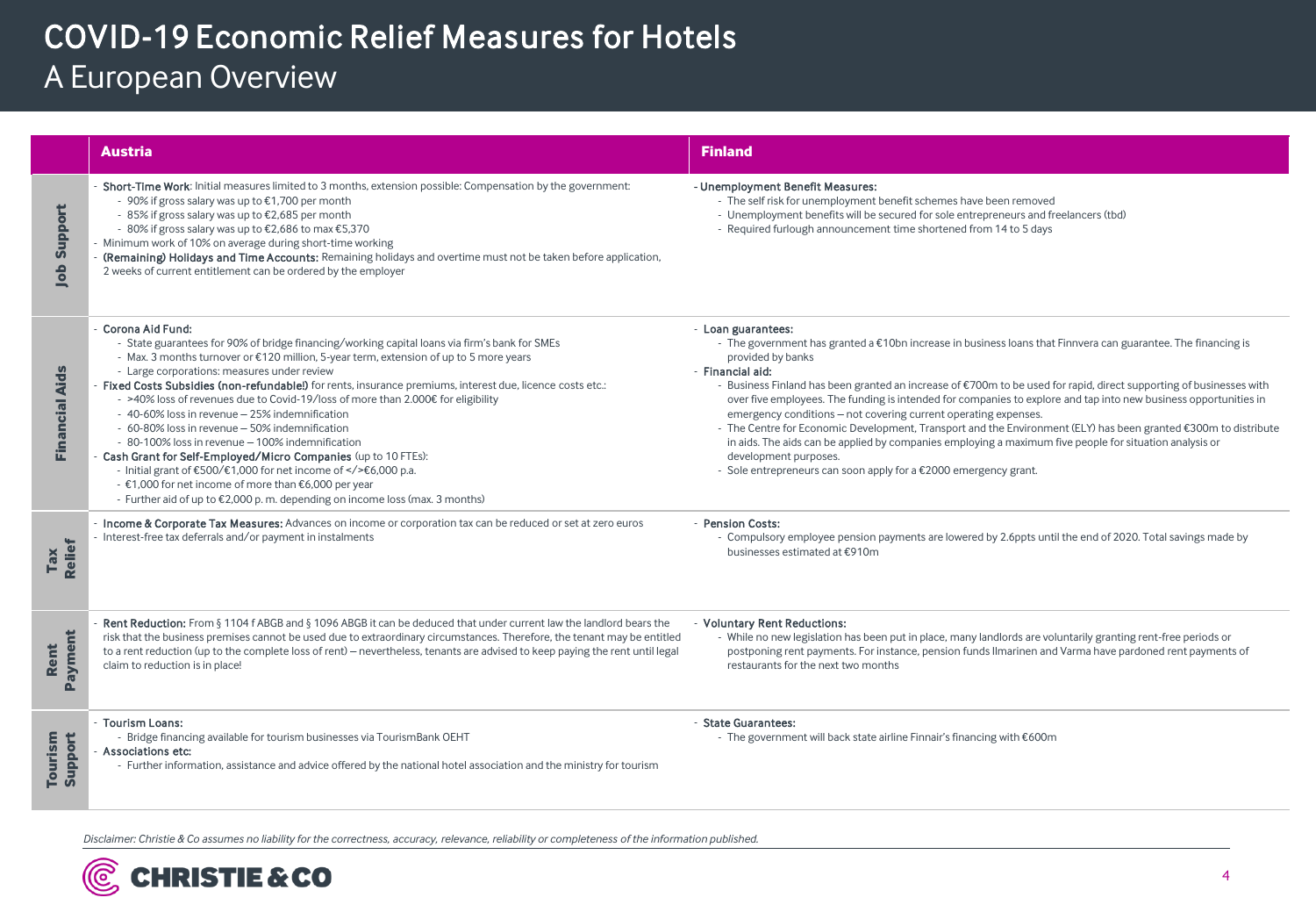# COVID-19 Economic Relief Measures for Hotels

## A European Overview

| | Austria | Finland |
|---|---|---|
| **Job Support** | - **Short-Time Work**: Initial measures limited to 3 months, extension possible: Compensation by the government:<br>  - 90% if gross salary was up to €1,700 per month<br>  - 85% if gross salary was up to €2,685 per month<br>  - 80% if gross salary was up to €2,686 to max €5,370<br>- Minimum work of 10% on average during short-time working<br>- **(Remaining) Holidays and Time Accounts:** Remaining holidays and overtime must not be taken before application, 2 weeks of current entitlement can be ordered by the employer | - **Unemployment Benefit Measures:**<br>  - The self risk for unemployment benefit schemes have been removed<br>  - Unemployment benefits will be secured for sole entrepreneurs and freelancers (tbd)<br>  - Required furlough announcement time shortened from 14 to 5 days |
| **Financial Aids** | - **Corona Aid Fund:**<br>  - State guarantees for 90% of bridge financing/working capital loans via firm's bank for SMEs<br>  - Max. 3 months turnover or €120 million, 5-year term, extension of up to 5 more years<br>  - Large corporations: measures under review<br>- **Fixed Costs Subsidies (non-refundable!)** for rents, insurance premiums, interest due, licence costs etc.:<br>  - >40% loss of revenues due to Covid-19/loss of more than 2.000€ for eligibility<br>  - 40-60% loss in revenue – 25% indemnification<br>  - 60-80% loss in revenue – 50% indemnification<br>  - 80-100% loss in revenue – 100% indemnification<br>- **Cash Grant for Self-Employed/Micro Companies** (up to 10 FTEs):<br>  - Initial grant of €500/€1,000 for net income of </>€6,000 p.a.<br>  - €1,000 for net income of more than €6,000 per year<br>  - Further aid of up to €2,000 p. m. depending on income loss (max. 3 months) | - **Loan guarantees:**<br>  - The government has granted a €10bn increase in business loans that Finnvera can guarantee. The financing is provided by banks<br>- **Financial aid:**<br>  - Business Finland has been granted an increase of €700m to be used for rapid, direct supporting of businesses with over five employees. The funding is intended for companies to explore and tap into new business opportunities in emergency conditions – not covering current operating expenses.<br>  - The Centre for Economic Development, Transport and the Environment (ELY) has been granted €300m to distribute in aids. The aids can be applied by companies employing a maximum five people for situation analysis or development purposes.<br>  - Sole entrepreneurs can soon apply for a €2000 emergency grant. |
| **Tax Relief** | - **Income & Corporate Tax Measures:** Advances on income or corporation tax can be reduced or set at zero euros<br>- Interest-free tax deferrals and/or payment in instalments | - **Pension Costs:**<br>  - Compulsory employee pension payments are lowered by 2.6ppts until the end of 2020. Total savings made by businesses estimated at €910m |
| **Rent Payment** | - **Rent Reduction:** From § 1104 f ABGB and § 1096 ABGB it can be deduced that under current law the landlord bears the risk that the business premises cannot be used due to extraordinary circumstances. Therefore, the tenant may be entitled to a rent reduction (up to the complete loss of rent) – nevertheless, tenants are advised to keep paying the rent until legal claim to reduction is in place! | - **Voluntary Rent Reductions:**<br>  - While no new legislation has been put in place, many landlords are voluntarily granting rent-free periods or postponing rent payments. For instance, pension funds Ilmarinen and Varma have pardoned rent payments of restaurants for the next two months |
| **Tourism Support** | - **Tourism Loans:**<br>  - Bridge financing available for tourism businesses via TourismBank OEHT<br>- **Associations etc:**<br>  - Further information, assistance and advice offered by the national hotel association and the ministry for tourism | - **State Guarantees:**<br>  - The government will back state airline Finnair's financing with €600m |

*Disclaimer: Christie & Co assumes no liability for the correctness, accuracy, relevance, reliability or completeness of the information published.*

CHRISTIE & CO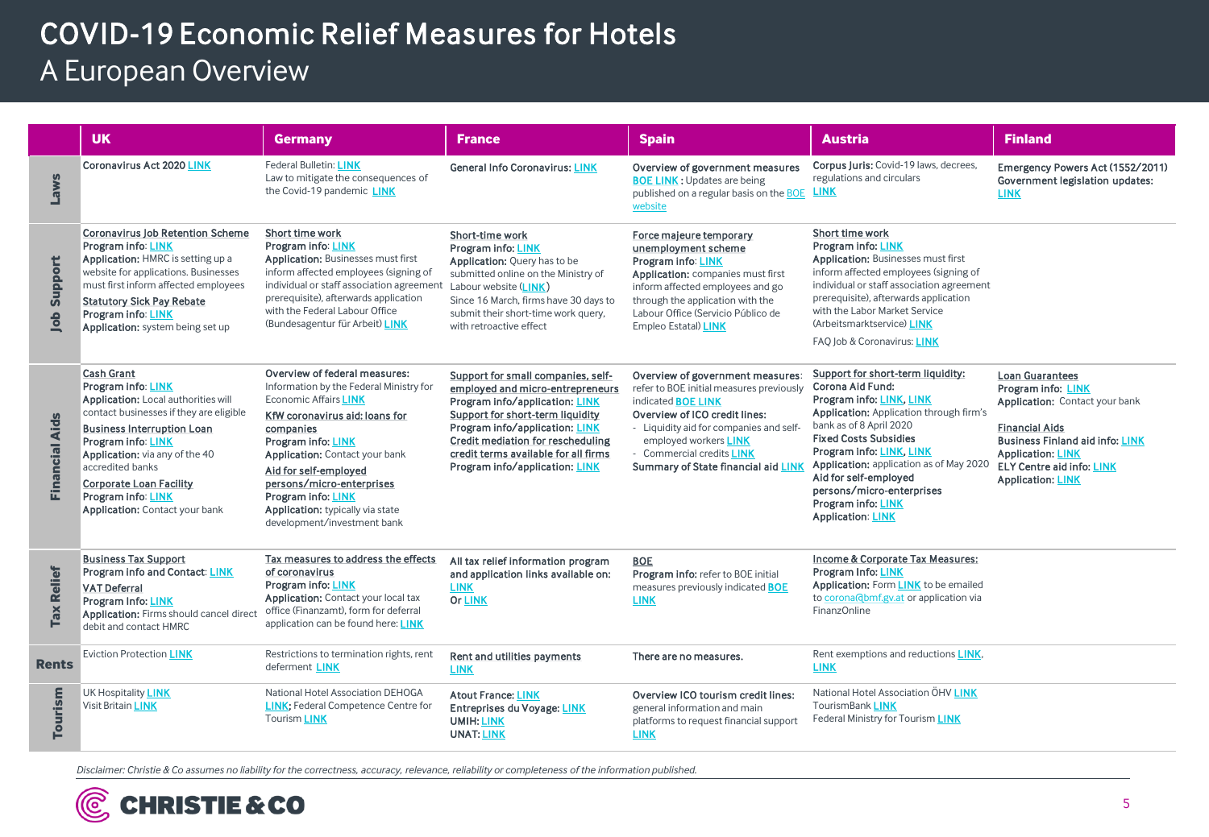# COVID-19 Economic Relief Measures for Hotels

## A European Overview

| | UK | Germany | France | Spain | Austria | Finland |
|---|---|---|---|---|---|---|
| **Laws** | Coronavirus Act 2020 LINK | Federal Bulletin: LINK<br>Law to mitigate the consequences of the Covid-19 pandemic LINK | General Info Coronavirus: LINK | Overview of government measures<br>BOE LINK: Updates are being published on a regular basis on the BOE website | **Corpus Juris:** Covid-19 laws, decrees, regulations and circulars LINK | Emergency Powers Act (1552/2011)<br>Government legislation updates: LINK |
| **Job Support** | Coronavirus Job Retention Scheme<br>**Program info**: LINK<br>**Application:** HMRC is setting up a website for applications. Businesses must first inform affected employees<br>Statutory Sick Pay Rebate<br>**Program info**: LINK<br>**Application:** system being set up | Short time work<br>**Program info**: LINK<br>**Application:** Businesses must first inform affected employees (signing of individual or staff association agreement prerequisite), afterwards application with the Federal Labour Office (Bundesagentur für Arbeit) LINK | Short-time work<br>**Program info:** LINK<br>**Application:** Query has to be submitted online on the Ministry of Labour website (LINK)<br>Since 16 March, firms have 30 days to submit their short-time work query, with retroactive effect | Force majeure temporary unemployment scheme<br>**Program info**: LINK<br>**Application:** companies must first inform affected employees and go through the application with the Labour Office (Servicio Público de Empleo Estatal) LINK | Short time work<br>**Program info:** LINK<br>**Application:** Businesses must first inform affected employees (signing of individual or staff association agreement prerequisite), afterwards application with the Labor Market Service (Arbeitsmarktservice) LINK<br>FAQ Job & Coronavirus: LINK | |
| **Financial Aids** | Cash Grant<br>**Program info**: LINK<br>**Application:** Local authorities will contact businesses if they are eligible<br>Business Interruption Loan<br>**Program info**: LINK<br>**Application:** via any of the 40 accredited banks<br>Corporate Loan Facility<br>**Program info**: LINK<br>**Application:** Contact your bank | Overview of federal measures:<br>Information by the Federal Ministry for Economic Affairs LINK<br>KfW coronavirus aid: loans for companies<br>**Program info**: LINK<br>**Application:** Contact your bank<br>Aid for self-employed persons/micro-enterprises<br>**Program info**: LINK<br>**Application:** typically via state development/investment bank | Support for small companies, self-employed and micro-entrepreneurs<br>Program info/application: LINK<br>Support for short-term liquidity<br>Program info/application: LINK<br>Credit mediation for rescheduling credit terms available for all firms<br>Program info/application: LINK | Overview of government measures: refer to BOE initial measures previously indicated BOE LINK<br>**Overview of ICO credit lines:**<br>- Liquidity aid for companies and self-employed workers LINK<br>- Commercial credits LINK<br>Summary of State financial aid LINK | Support for short-term liquidity:<br>**Corona Aid Fund:**<br>**Program info:** LINK, LINK<br>**Application:** Application through firm's bank as of 8 April 2020<br>**Fixed Costs Subsidies**<br>**Program info:** LINK, LINK<br>**Application:** application as of May 2020<br>Aid for self-employed persons/micro-enterprises<br>**Program info:** LINK<br>**Application**: LINK | Loan Guarantees<br>**Program info:** LINK<br>**Application:** Contact your bank<br>Financial Aids<br>Business Finland aid info: LINK<br>**Application:** LINK<br>ELY Centre aid info: LINK<br>**Application:** LINK |
| **Tax Relief** | Business Tax Support<br>**Program info and Contact**: LINK<br>VAT Deferral<br>**Program Info:** LINK<br>**Application:** Firms should cancel direct debit and contact HMRC | Tax measures to address the effects of coronavirus<br>**Program info:** LINK<br>**Application:** Contact your local tax office (Finanzamt), form for deferral application can be found here: LINK | All tax relief information program and application links available on: LINK<br>Or LINK | BOE<br>**Program Info:** refer to BOE initial measures previously indicated BOE LINK | Income & Corporate Tax Measures:<br>**Program Info:** LINK<br>**Application:** Form LINK to be emailed to corona@bmf.gv.at or application via FinanzOnline | |
| **Rents** | Eviction Protection LINK | Restrictions to termination rights, rent deferment LINK | Rent and utilities payments LINK | There are no measures. | Rent exemptions and reductions LINK, LINK | |
| **Tourism** | UK Hospitality LINK<br>Visit Britain LINK | National Hotel Association DEHOGA LINK; Federal Competence Centre for Tourism LINK | **Atout France:** LINK<br>**Entreprises du Voyage:** LINK<br>**UMIH:** LINK<br>**UNAT:** LINK | **Overview ICO tourism credit lines:** general information and main platforms to request financial support LINK | National Hotel Association ÖHV LINK<br>TourismBank LINK<br>Federal Ministry for Tourism LINK | |

*Disclaimer: Christie & Co assumes no liability for the correctness, accuracy, relevance, reliability or completeness of the information published.*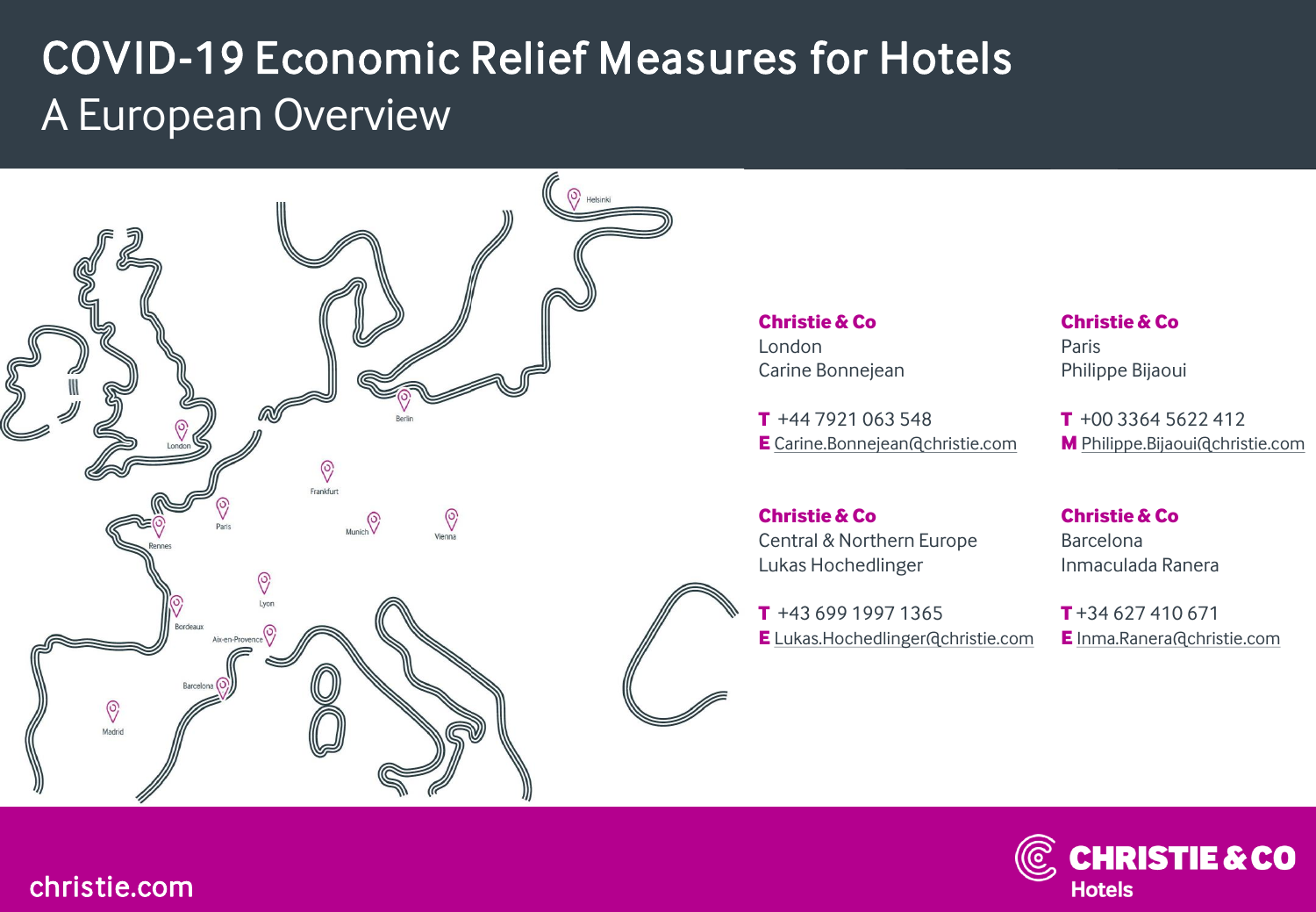# COVID-19 Economic Relief Measures for Hotels

## A European Overview

Helsinki

Berlin

London

Frankfurt

Paris

Rennes

Munich

Vienna

Lyon

Bordeaux

Aix-en-Provence

Barcelona

Madrid

**Christie & Co**
London
Carine Bonnejean

**T** +44 7921 063 548
**E** Carine.Bonnejean@christie.com

**Christie & Co**
Paris
Philippe Bijaoui

**T** +00 3364 5622 412
**M** Philippe.Bijaoui@christie.com

**Christie & Co**
Central & Northern Europe
Lukas Hochedlinger

**T** +43 699 1997 1365
**E** Lukas.Hochedlinger@christie.com

**Christie & Co**
Barcelona
Inmaculada Ranera

**T** +34 627 410 671
**E** Inma.Ranera@christie.com

christie.com

CHRISTIE & CO Hotels